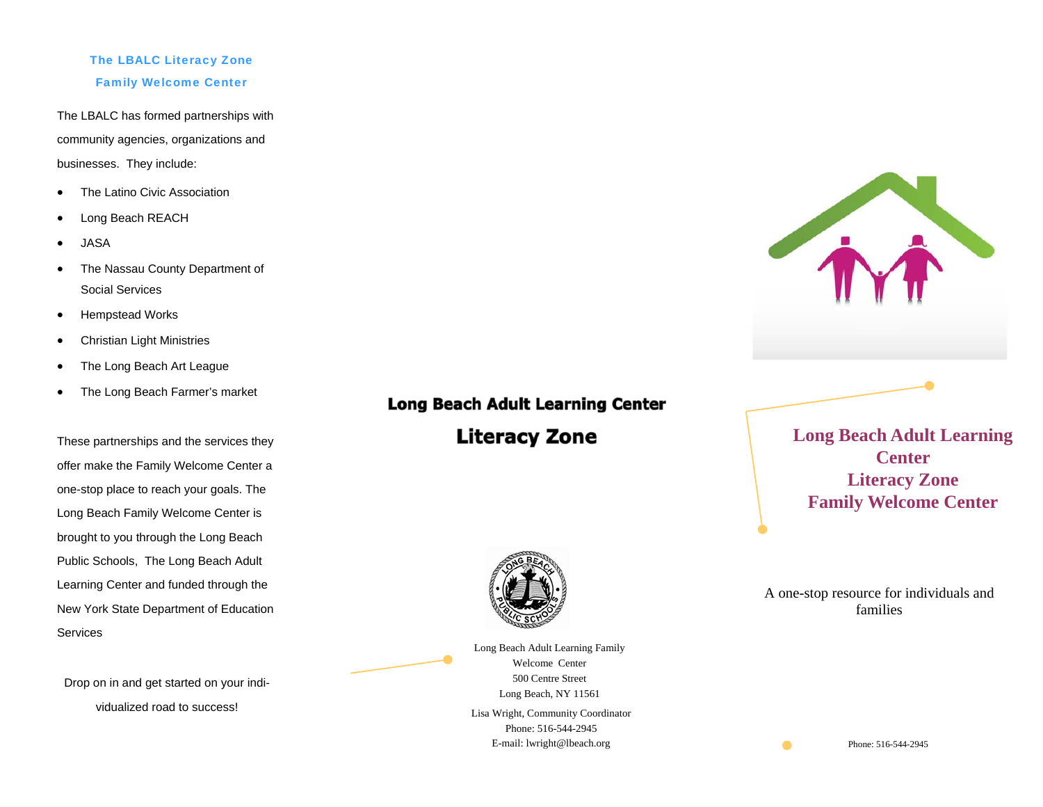## The LBALC Literacy Zone Family Welcome Center

The LBALC has formed partnerships with community agencies, organizations and businesses. They include:

- The Latino Civic Association
- Long Beach REACH
- JASA
- The Nassau County Department of Social Services
- Hempstead Works
- Christian Light Ministries
- The Long Beach Art League
- The Long Beach Farmer's market

These partnerships and the services they offer make the Family Welcome Center a one-stop place to reach your goals. The Long Beach Family Welcome Center is brought to you through the Long Beach Public Schools, The Long Beach Adult Learning Center and funded through the New York State Department of Education Services

Drop on in and get started on your individualized road to success!

## Long Beach Adult Learning Center

# Literacy Zone

Long Beach Adult Learning Family Welcome Center
500 Centre Street
Long Beach, NY 11561

Lisa Wright, Community Coordinator
Phone: 516-544-2945
E-mail: lwright@lbeach.org

# Long Beach Adult Learning Center Literacy Zone Family Welcome Center

A one-stop resource for individuals and families

Phone: 516-544-2945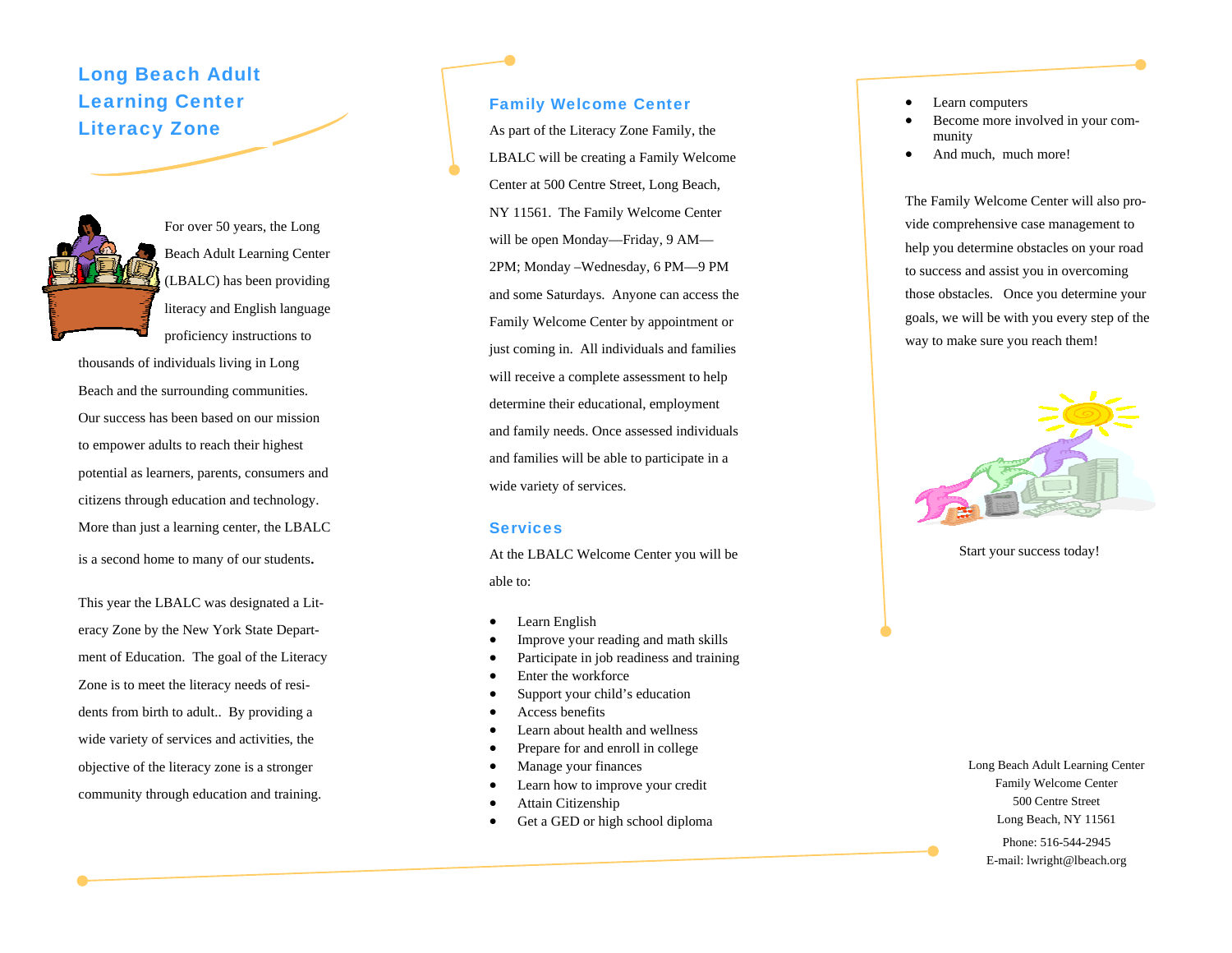## Long Beach Adult Learning Center Literacy Zone

For over 50 years, the Long Beach Adult Learning Center (LBALC) has been providing literacy and English language proficiency instructions to thousands of individuals living in Long Beach and the surrounding communities. Our success has been based on our mission to empower adults to reach their highest potential as learners, parents, consumers and citizens through education and technology. More than just a learning center, the LBALC is a second home to many of our students**.**

This year the LBALC was designated a Literacy Zone by the New York State Department of Education. The goal of the Literacy Zone is to meet the literacy needs of residents from birth to adult.. By providing a wide variety of services and activities, the objective of the literacy zone is a stronger community through education and training.

## Family Welcome Center

As part of the Literacy Zone Family, the LBALC will be creating a Family Welcome Center at 500 Centre Street, Long Beach, NY 11561. The Family Welcome Center will be open Monday—Friday, 9 AM—2PM; Monday –Wednesday, 6 PM—9 PM and some Saturdays. Anyone can access the Family Welcome Center by appointment or just coming in. All individuals and families will receive a complete assessment to help determine their educational, employment and family needs. Once assessed individuals and families will be able to participate in a wide variety of services.

## Services

At the LBALC Welcome Center you will be able to:

- Learn English
- Improve your reading and math skills
- Participate in job readiness and training
- Enter the workforce
- Support your child's education
- Access benefits
- Learn about health and wellness
- Prepare for and enroll in college
- Manage your finances
- Learn how to improve your credit
- Attain Citizenship
- Get a GED or high school diploma
- Learn computers
- Become more involved in your community
- And much, much more!

The Family Welcome Center will also provide comprehensive case management to help you determine obstacles on your road to success and assist you in overcoming those obstacles. Once you determine your goals, we will be with you every step of the way to make sure you reach them!

Start your success today!

Long Beach Adult Learning Center
Family Welcome Center
500 Centre Street
Long Beach, NY 11561

Phone: 516-544-2945
E-mail: lwright@lbeach.org